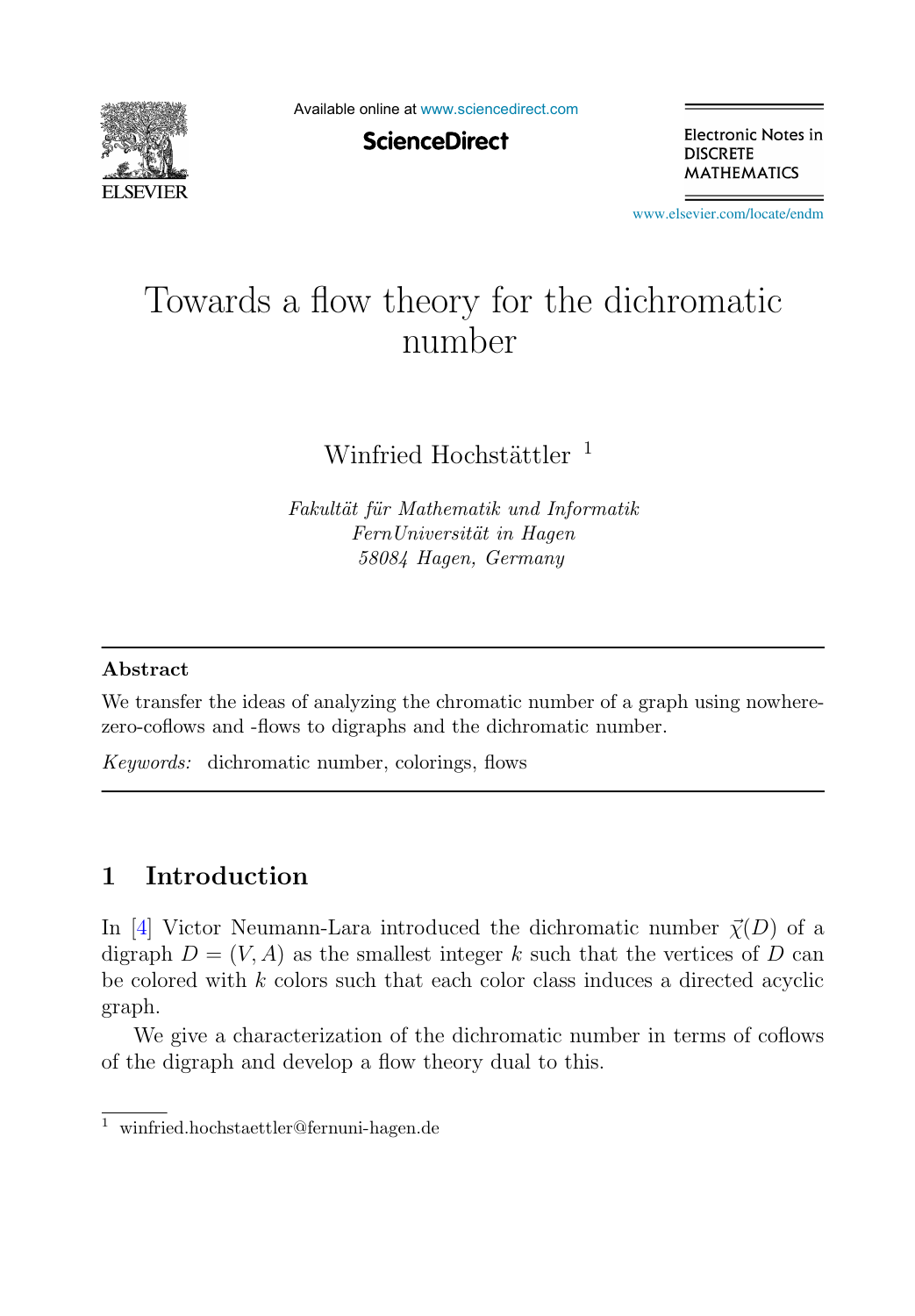# Towards a flow theory for the dichromatic number

Winfried Hochstättler [1]

*Fakultät für Mathematik und Informatik*
*FernUniversität in Hagen*
*58084 Hagen, Germany*

---

**Abstract**

We transfer the ideas of analyzing the chromatic number of a graph using nowhere-zero-coflows and -flows to digraphs and the dichromatic number.

*Keywords:* dichromatic number, colorings, flows

---

## 1 Introduction

In [4] Victor Neumann-Lara introduced the dichromatic number $\vec{\chi}(D)$ of a digraph $D = (V, A)$ as the smallest integer $k$ such that the vertices of $D$ can be colored with $k$ colors such that each color class induces a directed acyclic graph.

We give a characterization of the dichromatic number in terms of coflows of the digraph and develop a flow theory dual to this.

---

[1] winfried.hochstaettler@fernuni-hagen.de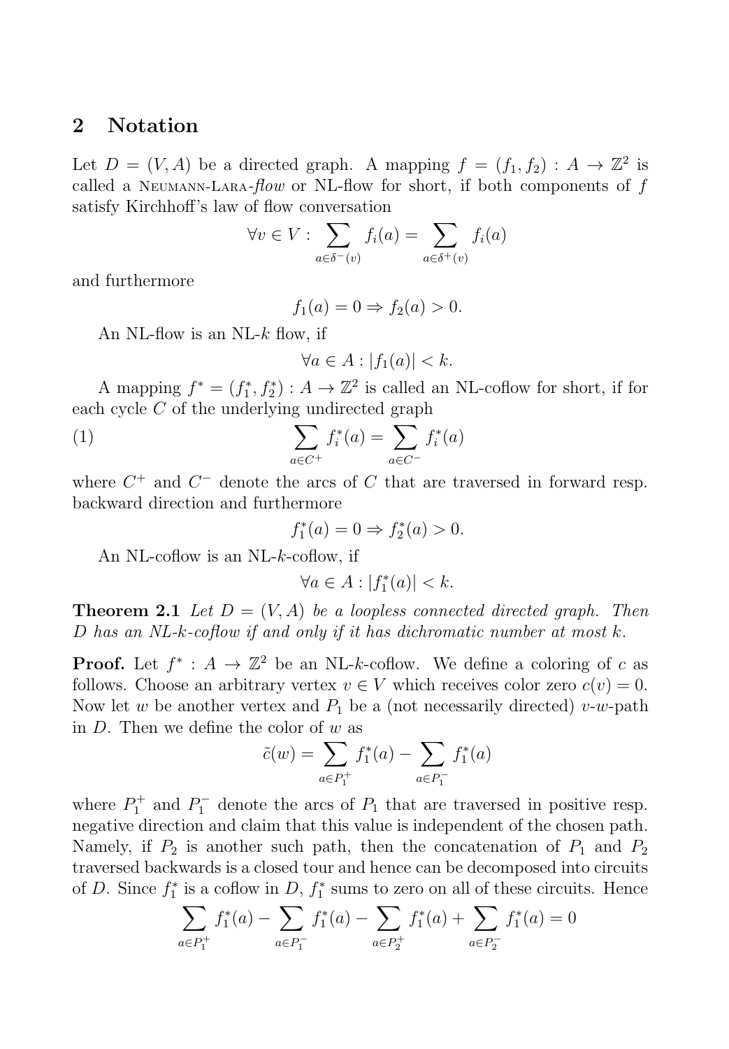## 2 Notation

Let $D = (V, A)$ be a directed graph. A mapping $f = (f_1, f_2) : A \to \mathbb{Z}^2$ is called a NEUMANN-LARA-*flow* or NL-flow for short, if both components of $f$ satisfy Kirchhoff's law of flow conversation

$$\forall v \in V : \sum_{a \in \delta^-(v)} f_i(a) = \sum_{a \in \delta^+(v)} f_i(a)$$

and furthermore

$$f_1(a) = 0 \Rightarrow f_2(a) > 0.$$

An NL-flow is an NL-$k$ flow, if

$$\forall a \in A : |f_1(a)| < k.$$

A mapping $f^* = (f_1^*, f_2^*) : A \to \mathbb{Z}^2$ is called an NL-coflow for short, if for each cycle $C$ of the underlying undirected graph

$$\sum_{a \in C^+} f_i^*(a) = \sum_{a \in C^-} f_i^*(a) \tag{1}$$

where $C^+$ and $C^-$ denote the arcs of $C$ that are traversed in forward resp. backward direction and furthermore

$$f_1^*(a) = 0 \Rightarrow f_2^*(a) > 0.$$

An NL-coflow is an NL-$k$-coflow, if

$$\forall a \in A : |f_1^*(a)| < k.$$

**Theorem 2.1** *Let $D = (V, A)$ be a loopless connected directed graph. Then $D$ has an NL-$k$-coflow if and only if it has dichromatic number at most $k$.*

**Proof.** Let $f^* : A \to \mathbb{Z}^2$ be an NL-$k$-coflow. We define a coloring of $c$ as follows. Choose an arbitrary vertex $v \in V$ which receives color zero $c(v) = 0$. Now let $w$ be another vertex and $P_1$ be a (not necessarily directed) $v$-$w$-path in $D$. Then we define the color of $w$ as

$$\tilde{c}(w) = \sum_{a \in P_1^+} f_1^*(a) - \sum_{a \in P_1^-} f_1^*(a)$$

where $P_1^+$ and $P_1^-$ denote the arcs of $P_1$ that are traversed in positive resp. negative direction and claim that this value is independent of the chosen path. Namely, if $P_2$ is another such path, then the concatenation of $P_1$ and $P_2$ traversed backwards is a closed tour and hence can be decomposed into circuits of $D$. Since $f_1^*$ is a coflow in $D$, $f_1^*$ sums to zero on all of these circuits. Hence

$$\sum_{a \in P_1^+} f_1^*(a) - \sum_{a \in P_1^-} f_1^*(a) - \sum_{a \in P_2^+} f_1^*(a) + \sum_{a \in P_2^-} f_1^*(a) = 0$$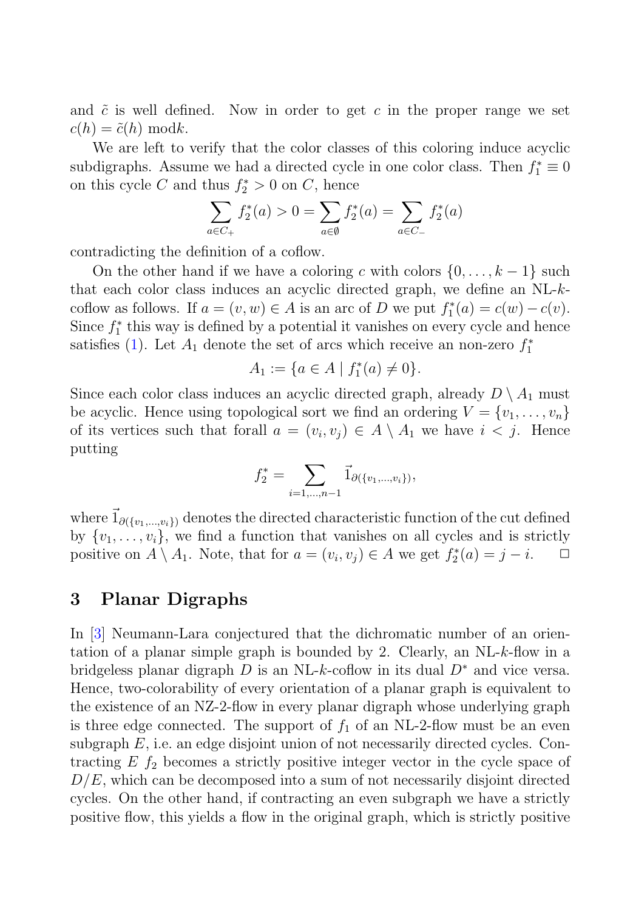and $\tilde{c}$ is well defined. Now in order to get $c$ in the proper range we set $c(h) = \tilde{c}(h) \bmod k$.

We are left to verify that the color classes of this coloring induce acyclic subdigraphs. Assume we had a directed cycle in one color class. Then $f_1^* \equiv 0$ on this cycle $C$ and thus $f_2^* > 0$ on $C$, hence

$$\sum_{a \in C_+} f_2^*(a) > 0 = \sum_{a \in \emptyset} f_2^*(a) = \sum_{a \in C_-} f_2^*(a)$$

contradicting the definition of a coflow.

On the other hand if we have a coloring $c$ with colors $\{0, \ldots, k-1\}$ such that each color class induces an acyclic directed graph, we define an NL-$k$-coflow as follows. If $a = (v, w) \in A$ is an arc of $D$ we put $f_1^*(a) = c(w) - c(v)$. Since $f_1^*$ this way is defined by a potential it vanishes on every cycle and hence satisfies (1). Let $A_1$ denote the set of arcs which receive an non-zero $f_1^*$

$$A_1 := \{a \in A \mid f_1^*(a) \neq 0\}.$$

Since each color class induces an acyclic directed graph, already $D \setminus A_1$ must be acyclic. Hence using topological sort we find an ordering $V = \{v_1, \ldots, v_n\}$ of its vertices such that forall $a = (v_i, v_j) \in A \setminus A_1$ we have $i < j$. Hence putting

$$f_2^* = \sum_{i=1,\ldots,n-1} \vec{1}_{\partial(\{v_1,\ldots,v_i\})},$$

where $\vec{1}_{\partial(\{v_1,\ldots,v_i\})}$ denotes the directed characteristic function of the cut defined by $\{v_1, \ldots, v_i\}$, we find a function that vanishes on all cycles and is strictly positive on $A \setminus A_1$. Note, that for $a = (v_i, v_j) \in A$ we get $f_2^*(a) = j - i$. $\square$

## 3 Planar Digraphs

In [3] Neumann-Lara conjectured that the dichromatic number of an orientation of a planar simple graph is bounded by 2. Clearly, an NL-$k$-flow in a bridgeless planar digraph $D$ is an NL-$k$-coflow in its dual $D^*$ and vice versa. Hence, two-colorability of every orientation of a planar graph is equivalent to the existence of an NZ-2-flow in every planar digraph whose underlying graph is three edge connected. The support of $f_1$ of an NL-2-flow must be an even subgraph $E$, i.e. an edge disjoint union of not necessarily directed cycles. Contracting $E$ $f_2$ becomes a strictly positive integer vector in the cycle space of $D/E$, which can be decomposed into a sum of not necessarily disjoint directed cycles. On the other hand, if contracting an even subgraph we have a strictly positive flow, this yields a flow in the original graph, which is strictly positive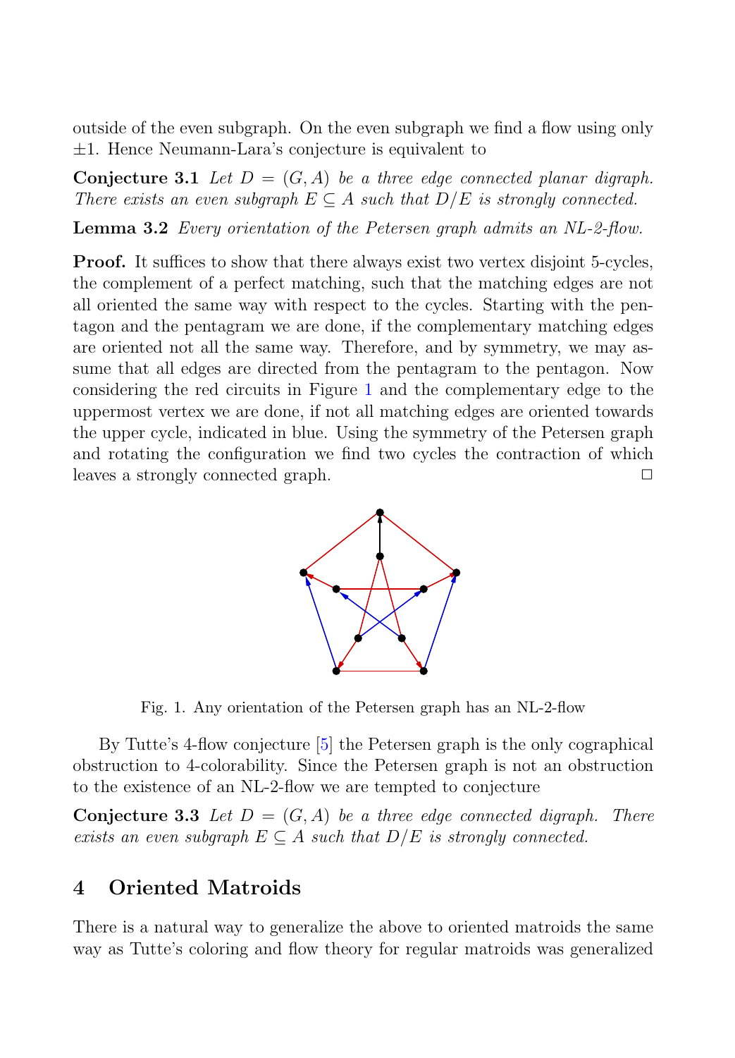outside of the even subgraph. On the even subgraph we find a flow using only $\pm 1$. Hence Neumann-Lara's conjecture is equivalent to

**Conjecture 3.1** *Let $D = (G, A)$ be a three edge connected planar digraph. There exists an even subgraph $E \subseteq A$ such that $D/E$ is strongly connected.*

**Lemma 3.2** *Every orientation of the Petersen graph admits an NL-2-flow.*

**Proof.** It suffices to show that there always exist two vertex disjoint 5-cycles, the complement of a perfect matching, such that the matching edges are not all oriented the same way with respect to the cycles. Starting with the pentagon and the pentagram we are done, if the complementary matching edges are oriented not all the same way. Therefore, and by symmetry, we may assume that all edges are directed from the pentagram to the pentagon. Now considering the red circuits in Figure 1 and the complementary edge to the uppermost vertex we are done, if not all matching edges are oriented towards the upper cycle, indicated in blue. Using the symmetry of the Petersen graph and rotating the configuration we find two cycles the contraction of which leaves a strongly connected graph. □

Fig. 1. Any orientation of the Petersen graph has an NL-2-flow

By Tutte's 4-flow conjecture [5] the Petersen graph is the only cographical obstruction to 4-colorability. Since the Petersen graph is not an obstruction to the existence of an NL-2-flow we are tempted to conjecture

**Conjecture 3.3** *Let $D = (G, A)$ be a three edge connected digraph. There exists an even subgraph $E \subseteq A$ such that $D/E$ is strongly connected.*

## 4 Oriented Matroids

There is a natural way to generalize the above to oriented matroids the same way as Tutte's coloring and flow theory for regular matroids was generalized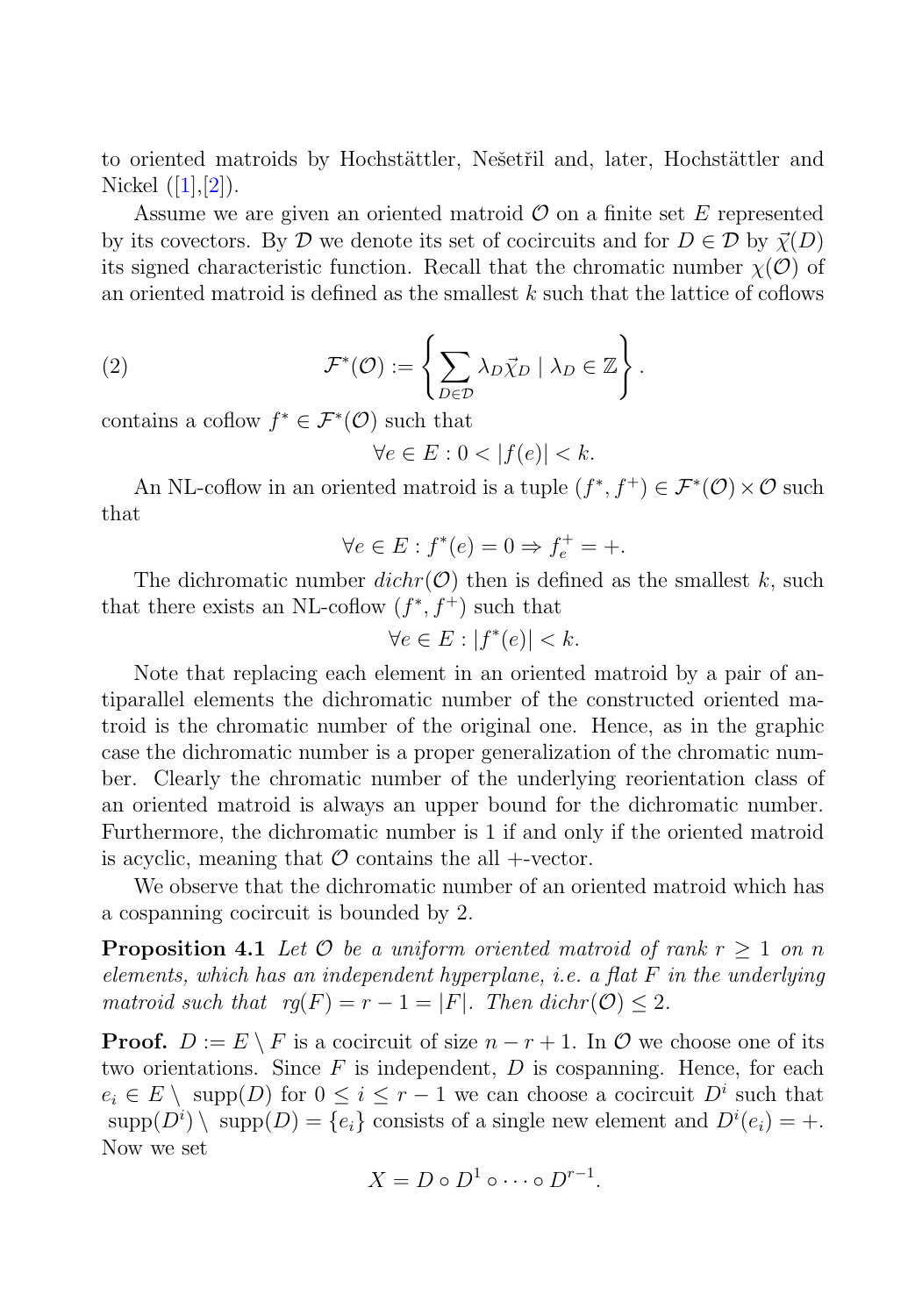to oriented matroids by Hochstättler, Nešetřil and, later, Hochstättler and Nickel ([1],[2]).

Assume we are given an oriented matroid $\mathcal{O}$ on a finite set $E$ represented by its covectors. By $\mathcal{D}$ we denote its set of cocircuits and for $D \in \mathcal{D}$ by $\vec{\chi}(D)$ its signed characteristic function. Recall that the chromatic number $\chi(\mathcal{O})$ of an oriented matroid is defined as the smallest $k$ such that the lattice of coflows

$$
(2) \qquad \mathcal{F}^*(\mathcal{O}) := \left\{ \sum_{D \in \mathcal{D}} \lambda_D \vec{\chi}_D \mid \lambda_D \in \mathbb{Z} \right\}.
$$

contains a coflow $f^* \in \mathcal{F}^*(\mathcal{O})$ such that

$$
\forall e \in E : 0 < |f(e)| < k.
$$

An NL-coflow in an oriented matroid is a tuple $(f^*, f^+) \in \mathcal{F}^*(\mathcal{O}) \times \mathcal{O}$ such that

$$
\forall e \in E : f^*(e) = 0 \Rightarrow f^+_e = +.
$$

The dichromatic number $dichr(\mathcal{O})$ then is defined as the smallest $k$, such that there exists an NL-coflow $(f^*, f^+)$ such that

$$
\forall e \in E : |f^*(e)| < k.
$$

Note that replacing each element in an oriented matroid by a pair of antiparallel elements the dichromatic number of the constructed oriented matroid is the chromatic number of the original one. Hence, as in the graphic case the dichromatic number is a proper generalization of the chromatic number. Clearly the chromatic number of the underlying reorientation class of an oriented matroid is always an upper bound for the dichromatic number. Furthermore, the dichromatic number is 1 if and only if the oriented matroid is acyclic, meaning that $\mathcal{O}$ contains the all $+$-vector.

We observe that the dichromatic number of an oriented matroid which has a cospanning cocircuit is bounded by 2.

**Proposition 4.1** *Let $\mathcal{O}$ be a uniform oriented matroid of rank $r \geq 1$ on $n$ elements, which has an independent hyperplane, i.e. a flat $F$ in the underlying matroid such that $rg(F) = r - 1 = |F|$. Then $dichr(\mathcal{O}) \leq 2$.*

**Proof.** $D := E \setminus F$ is a cocircuit of size $n - r + 1$. In $\mathcal{O}$ we choose one of its two orientations. Since $F$ is independent, $D$ is cospanning. Hence, for each $e_i \in E \setminus \operatorname{supp}(D)$ for $0 \leq i \leq r - 1$ we can choose a cocircuit $D^i$ such that $\operatorname{supp}(D^i) \setminus \operatorname{supp}(D) = \{e_i\}$ consists of a single new element and $D^i(e_i) = +$. Now we set

$$
X = D \circ D^1 \circ \cdots \circ D^{r-1}.
$$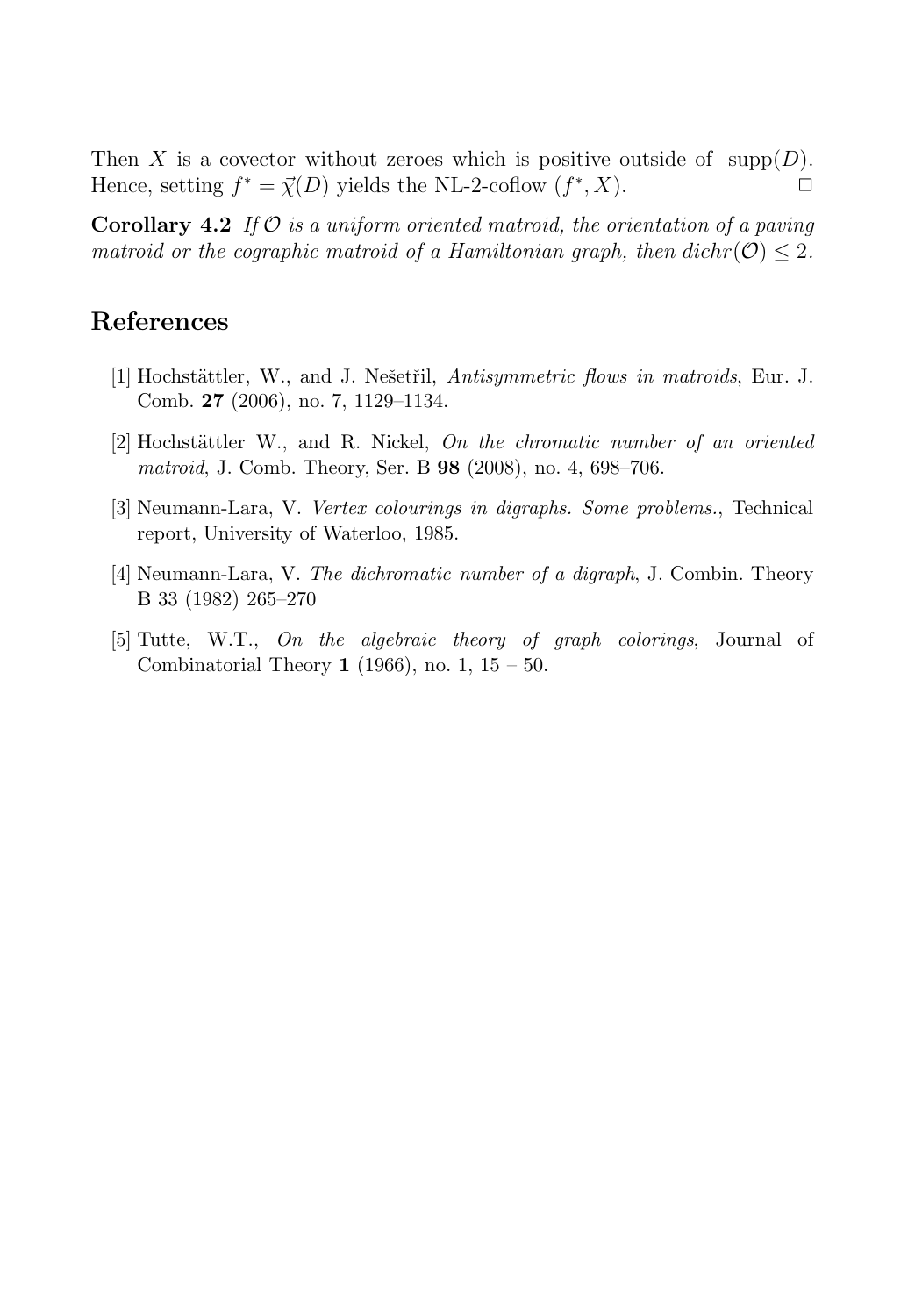Then $X$ is a covector without zeroes which is positive outside of $\text{supp}(D)$. Hence, setting $f^* = \vec{\chi}(D)$ yields the NL-2-coflow $(f^*, X)$. $\square$

**Corollary 4.2** *If $\mathcal{O}$ is a uniform oriented matroid, the orientation of a paving matroid or the cographic matroid of a Hamiltonian graph, then $dichr(\mathcal{O}) \leq 2$.*

## References

[1] Hochstättler, W., and J. Nešetřil, *Antisymmetric flows in matroids*, Eur. J. Comb. **27** (2006), no. 7, 1129–1134.

[2] Hochstättler W., and R. Nickel, *On the chromatic number of an oriented matroid*, J. Comb. Theory, Ser. B **98** (2008), no. 4, 698–706.

[3] Neumann-Lara, V. *Vertex colourings in digraphs. Some problems.*, Technical report, University of Waterloo, 1985.

[4] Neumann-Lara, V. *The dichromatic number of a digraph*, J. Combin. Theory B 33 (1982) 265–270

[5] Tutte, W.T., *On the algebraic theory of graph colorings*, Journal of Combinatorial Theory **1** (1966), no. 1, 15 – 50.